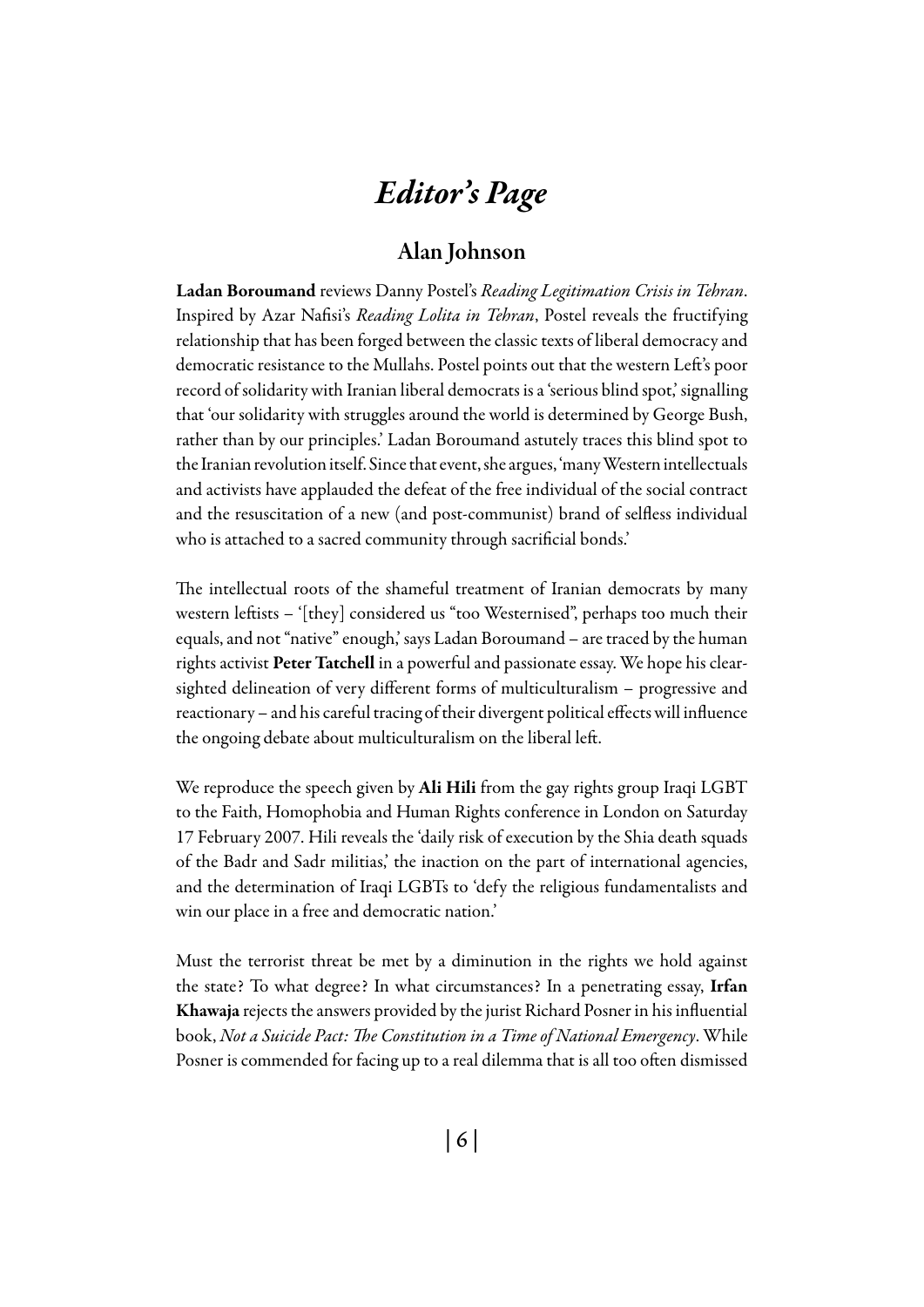# *Editor's Page*

## Alan Johnson

**Ladan Boroumand** reviews Danny Postel's *Reading Legitimation Crisis in Tehran*. Inspired by Azar Nafisi's *Reading Lolita in Tehran*, Postel reveals the fructifying relationship that has been forged between the classic texts of liberal democracy and democratic resistance to the Mullahs. Postel points out that the western Left's poor record of solidarity with Iranian liberal democrats is a 'serious blind spot,' signalling that 'our solidarity with struggles around the world is determined by George Bush, rather than by our principles.' Ladan Boroumand astutely traces this blind spot to the Iranian revolution itself. Since that event, she argues, 'many Western intellectuals and activists have applauded the defeat of the free individual of the social contract and the resuscitation of a new (and post-communist) brand of selfless individual who is attached to a sacred community through sacrificial bonds.'

The intellectual roots of the shameful treatment of Iranian democrats by many western leftists – '[they] considered us "too Westernised", perhaps too much their equals, and not "native" enough,' says Ladan Boroumand – are traced by the human rights activist **Peter Tatchell** in a powerful and passionate essay. We hope his clear-sighted delineation of very different forms of multiculturalism – progressive and reactionary – and his careful tracing of their divergent political effects will influence the ongoing debate about multiculturalism on the liberal left.

We reproduce the speech given by **Ali Hili** from the gay rights group Iraqi LGBT to the Faith, Homophobia and Human Rights conference in London on Saturday 17 February 2007. Hili reveals the 'daily risk of execution by the Shia death squads of the Badr and Sadr militias,' the inaction on the part of international agencies, and the determination of Iraqi LGBTs to 'defy the religious fundamentalists and win our place in a free and democratic nation.'

Must the terrorist threat be met by a diminution in the rights we hold against the state? To what degree? In what circumstances? In a penetrating essay, **Irfan Khawaja** rejects the answers provided by the jurist Richard Posner in his influential book, *Not a Suicide Pact: The Constitution in a Time of National Emergency*. While Posner is commended for facing up to a real dilemma that is all too often dismissed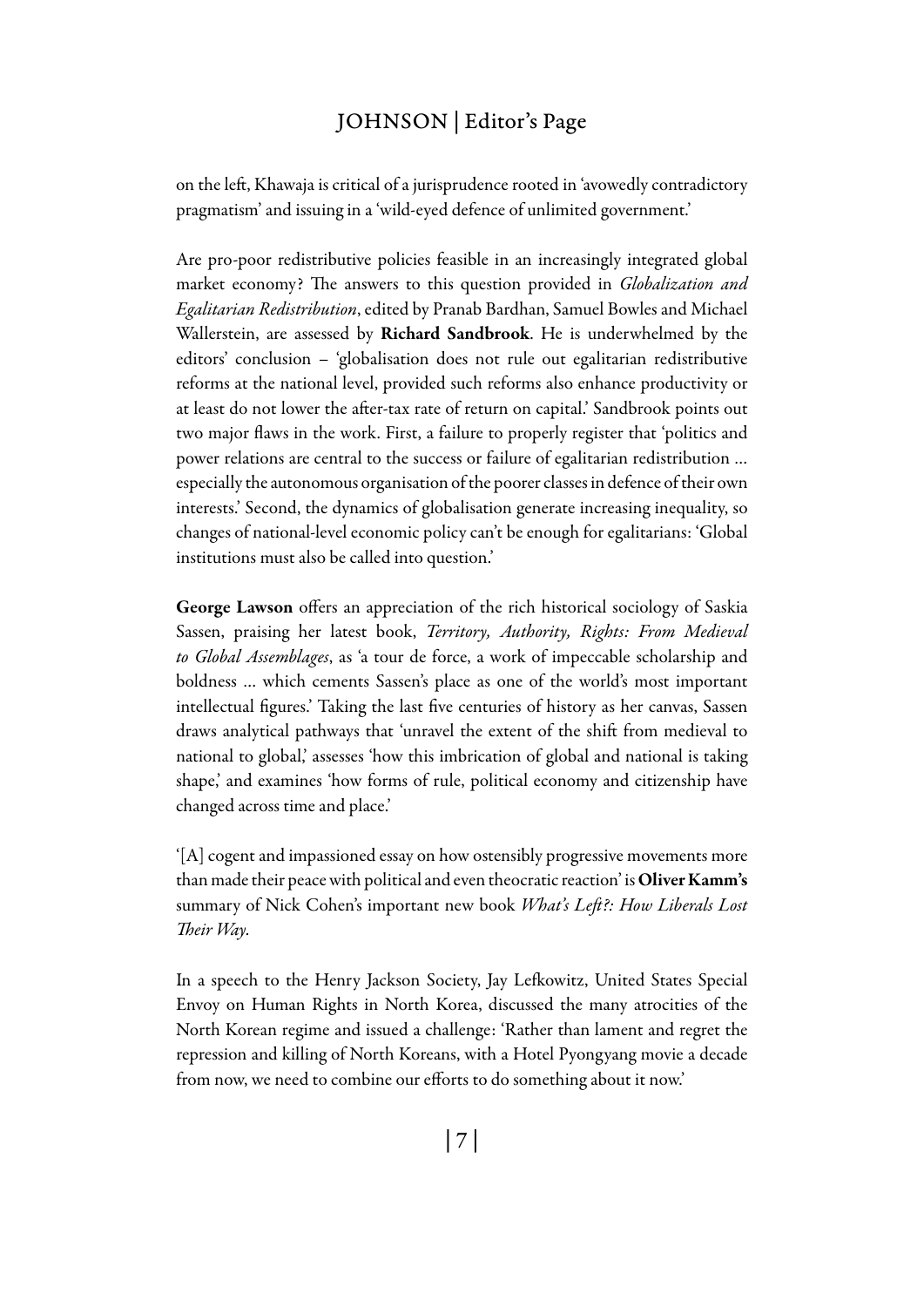on the left, Khawaja is critical of a jurisprudence rooted in 'avowedly contradictory pragmatism' and issuing in a 'wild-eyed defence of unlimited government.'

Are pro-poor redistributive policies feasible in an increasingly integrated global market economy? The answers to this question provided in *Globalization and Egalitarian Redistribution*, edited by Pranab Bardhan, Samuel Bowles and Michael Wallerstein, are assessed by **Richard Sandbrook**. He is underwhelmed by the editors' conclusion – 'globalisation does not rule out egalitarian redistributive reforms at the national level, provided such reforms also enhance productivity or at least do not lower the after-tax rate of return on capital.' Sandbrook points out two major flaws in the work. First, a failure to properly register that 'politics and power relations are central to the success or failure of egalitarian redistribution … especially the autonomous organisation of the poorer classes in defence of their own interests.' Second, the dynamics of globalisation generate increasing inequality, so changes of national-level economic policy can't be enough for egalitarians: 'Global institutions must also be called into question.'

**George Lawson** offers an appreciation of the rich historical sociology of Saskia Sassen, praising her latest book, *Territory, Authority, Rights: From Medieval to Global Assemblages*, as 'a tour de force, a work of impeccable scholarship and boldness … which cements Sassen's place as one of the world's most important intellectual figures.' Taking the last five centuries of history as her canvas, Sassen draws analytical pathways that 'unravel the extent of the shift from medieval to national to global,' assesses 'how this imbrication of global and national is taking shape,' and examines 'how forms of rule, political economy and citizenship have changed across time and place.'

'[A] cogent and impassioned essay on how ostensibly progressive movements more than made their peace with political and even theocratic reaction' is **Oliver Kamm's** summary of Nick Cohen's important new book *What's Left?: How Liberals Lost Their Way*.

In a speech to the Henry Jackson Society, Jay Lefkowitz, United States Special Envoy on Human Rights in North Korea, discussed the many atrocities of the North Korean regime and issued a challenge: 'Rather than lament and regret the repression and killing of North Koreans, with a Hotel Pyongyang movie a decade from now, we need to combine our efforts to do something about it now.'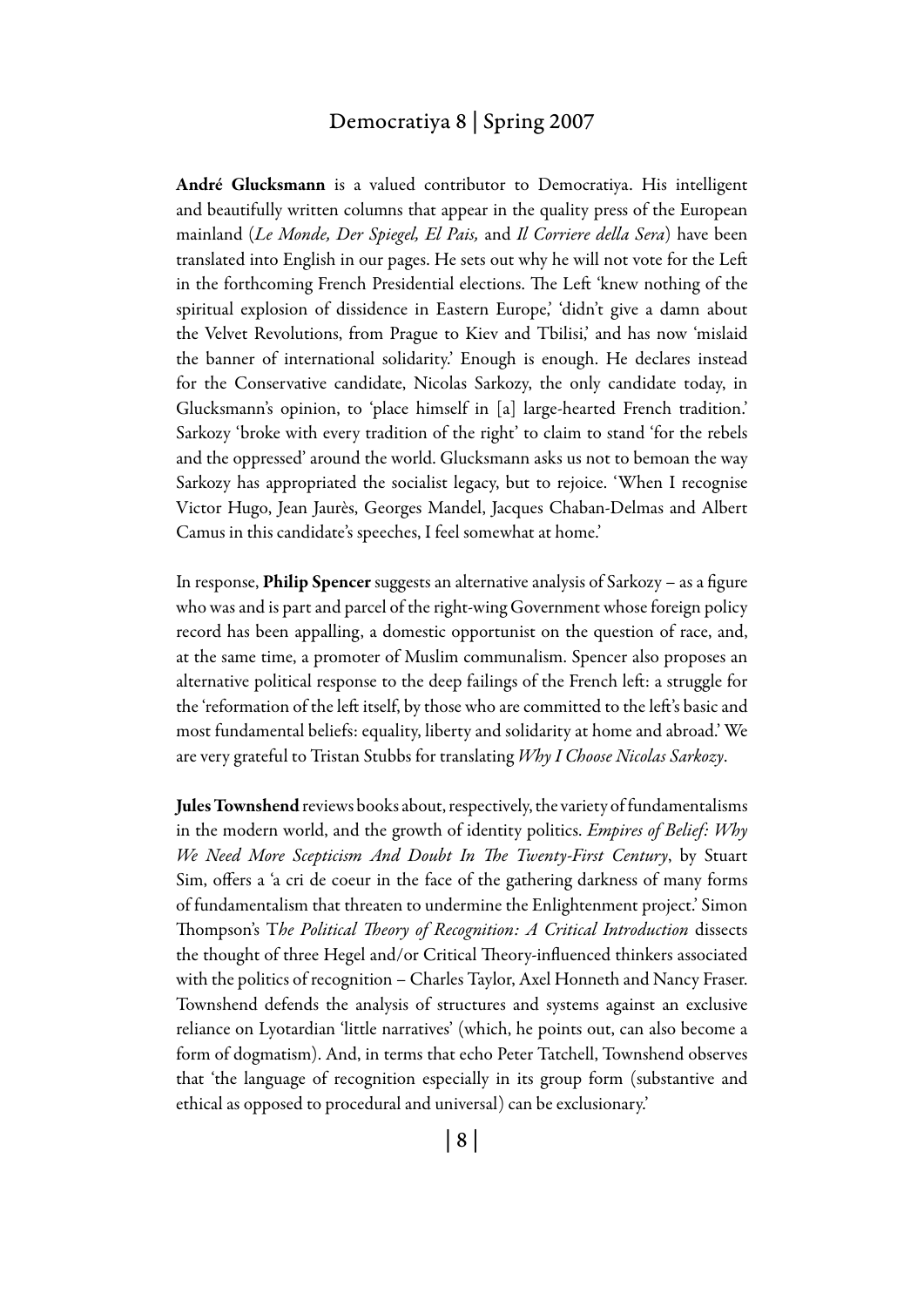**André Glucksmann** is a valued contributor to Democratiya. His intelligent and beautifully written columns that appear in the quality press of the European mainland (*Le Monde, Der Spiegel, El Pais,* and *Il Corriere della Sera*) have been translated into English in our pages. He sets out why he will not vote for the Left in the forthcoming French Presidential elections. The Left 'knew nothing of the spiritual explosion of dissidence in Eastern Europe,' 'didn't give a damn about the Velvet Revolutions, from Prague to Kiev and Tbilisi,' and has now 'mislaid the banner of international solidarity.' Enough is enough. He declares instead for the Conservative candidate, Nicolas Sarkozy, the only candidate today, in Glucksmann's opinion, to 'place himself in [a] large-hearted French tradition.' Sarkozy 'broke with every tradition of the right' to claim to stand 'for the rebels and the oppressed' around the world. Glucksmann asks us not to bemoan the way Sarkozy has appropriated the socialist legacy, but to rejoice. 'When I recognise Victor Hugo, Jean Jaurès, Georges Mandel, Jacques Chaban-Delmas and Albert Camus in this candidate's speeches, I feel somewhat at home.'

In response, **Philip Spencer** suggests an alternative analysis of Sarkozy – as a figure who was and is part and parcel of the right-wing Government whose foreign policy record has been appalling, a domestic opportunist on the question of race, and, at the same time, a promoter of Muslim communalism. Spencer also proposes an alternative political response to the deep failings of the French left: a struggle for the 'reformation of the left itself, by those who are committed to the left's basic and most fundamental beliefs: equality, liberty and solidarity at home and abroad.' We are very grateful to Tristan Stubbs for translating *Why I Choose Nicolas Sarkozy*.

**Jules Townshend** reviews books about, respectively, the variety of fundamentalisms in the modern world, and the growth of identity politics. *Empires of Belief: Why We Need More Scepticism And Doubt In The Twenty-First Century*, by Stuart Sim, offers a 'a cri de coeur in the face of the gathering darkness of many forms of fundamentalism that threaten to undermine the Enlightenment project.' Simon Thompson's *The Political Theory of Recognition: A Critical Introduction* dissects the thought of three Hegel and/or Critical Theory-influenced thinkers associated with the politics of recognition – Charles Taylor, Axel Honneth and Nancy Fraser. Townshend defends the analysis of structures and systems against an exclusive reliance on Lyotardian 'little narratives' (which, he points out, can also become a form of dogmatism). And, in terms that echo Peter Tatchell, Townshend observes that 'the language of recognition especially in its group form (substantive and ethical as opposed to procedural and universal) can be exclusionary.'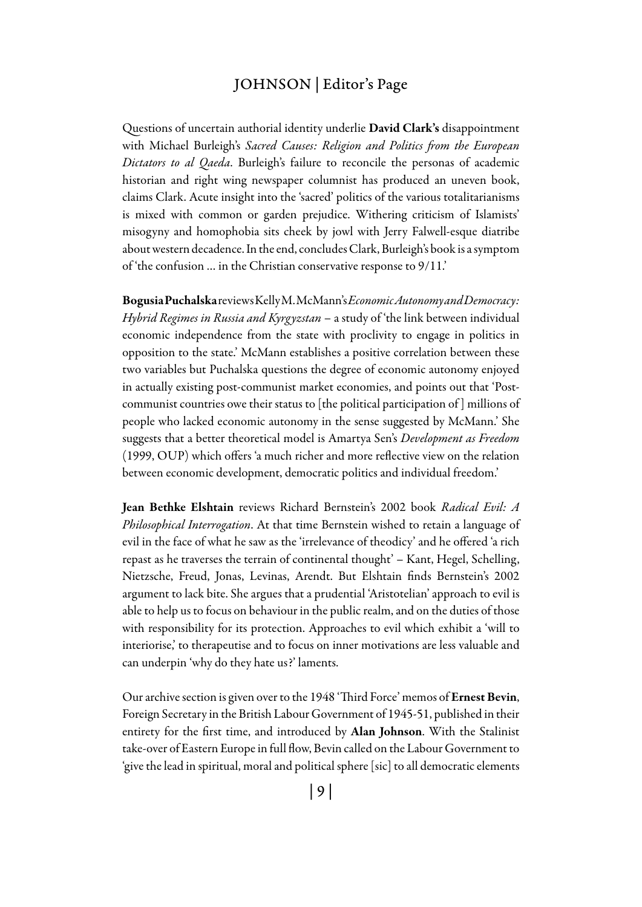Questions of uncertain authorial identity underlie **David Clark's** disappointment with Michael Burleigh's *Sacred Causes: Religion and Politics from the European Dictators to al Qaeda*. Burleigh's failure to reconcile the personas of academic historian and right wing newspaper columnist has produced an uneven book, claims Clark. Acute insight into the 'sacred' politics of the various totalitarianisms is mixed with common or garden prejudice. Withering criticism of Islamists' misogyny and homophobia sits cheek by jowl with Jerry Falwell-esque diatribe about western decadence. In the end, concludes Clark, Burleigh's book is a symptom of 'the confusion … in the Christian conservative response to 9/11.'

**Bogusia Puchalska** reviews Kelly M. McMann's *Economic Autonomy and Democracy: Hybrid Regimes in Russia and Kyrgyzstan* – a study of 'the link between individual economic independence from the state with proclivity to engage in politics in opposition to the state.' McMann establishes a positive correlation between these two variables but Puchalska questions the degree of economic autonomy enjoyed in actually existing post-communist market economies, and points out that 'Post-communist countries owe their status to [the political participation of] millions of people who lacked economic autonomy in the sense suggested by McMann.' She suggests that a better theoretical model is Amartya Sen's *Development as Freedom* (1999, OUP) which offers 'a much richer and more reflective view on the relation between economic development, democratic politics and individual freedom.'

**Jean Bethke Elshtain** reviews Richard Bernstein's 2002 book *Radical Evil: A Philosophical Interrogation*. At that time Bernstein wished to retain a language of evil in the face of what he saw as the 'irrelevance of theodicy' and he offered 'a rich repast as he traverses the terrain of continental thought' – Kant, Hegel, Schelling, Nietzsche, Freud, Jonas, Levinas, Arendt. But Elshtain finds Bernstein's 2002 argument to lack bite. She argues that a prudential 'Aristotelian' approach to evil is able to help us to focus on behaviour in the public realm, and on the duties of those with responsibility for its protection. Approaches to evil which exhibit a 'will to interiorise,' to therapeutise and to focus on inner motivations are less valuable and can underpin 'why do they hate us?' laments.

Our archive section is given over to the 1948 'Third Force' memos of **Ernest Bevin**, Foreign Secretary in the British Labour Government of 1945-51, published in their entirety for the first time, and introduced by **Alan Johnson**. With the Stalinist take-over of Eastern Europe in full flow, Bevin called on the Labour Government to 'give the lead in spiritual, moral and political sphere [sic] to all democratic elements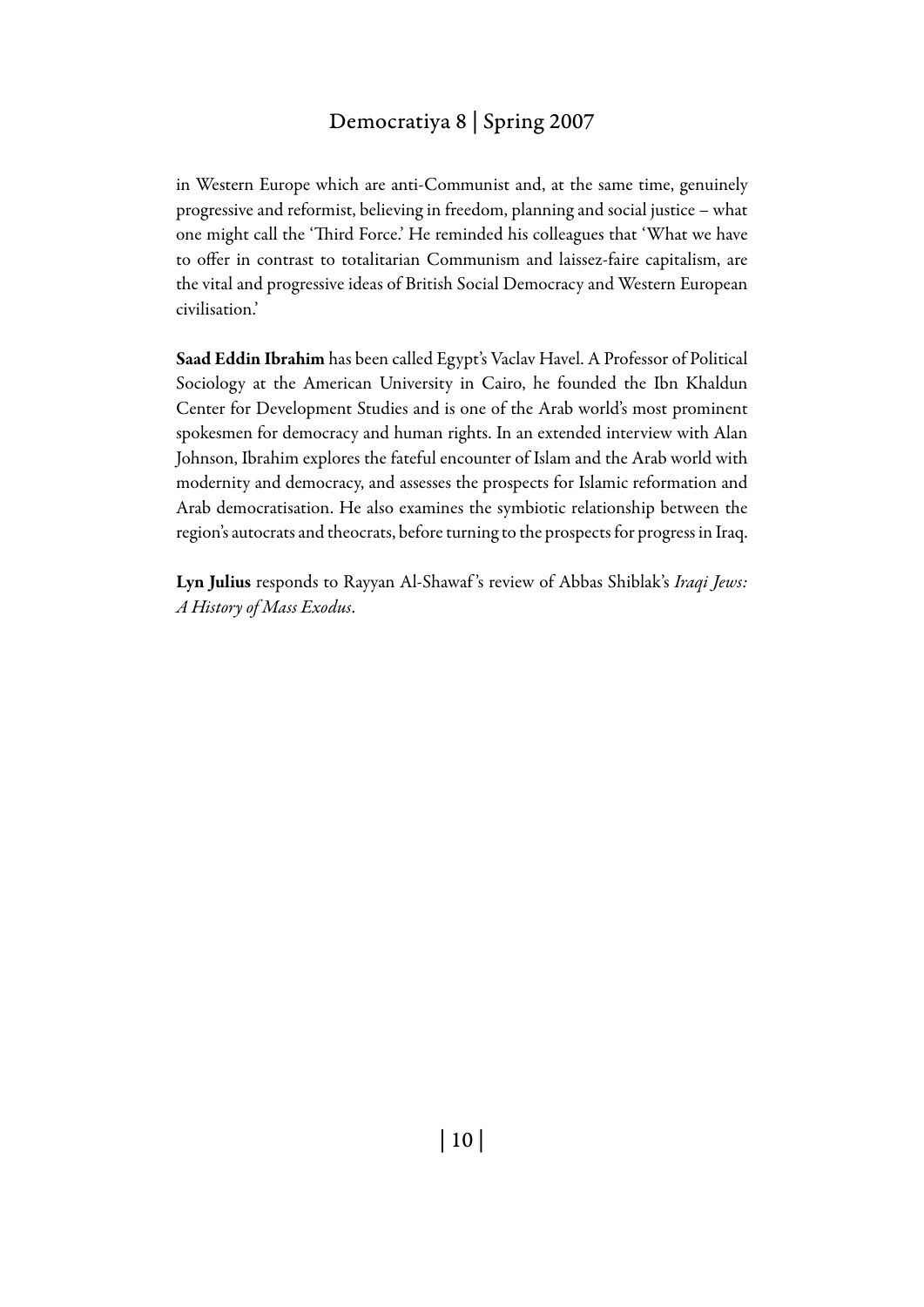in Western Europe which are anti-Communist and, at the same time, genuinely progressive and reformist, believing in freedom, planning and social justice – what one might call the 'Third Force.' He reminded his colleagues that 'What we have to offer in contrast to totalitarian Communism and laissez-faire capitalism, are the vital and progressive ideas of British Social Democracy and Western European civilisation.'

**Saad Eddin Ibrahim** has been called Egypt's Vaclav Havel. A Professor of Political Sociology at the American University in Cairo, he founded the Ibn Khaldun Center for Development Studies and is one of the Arab world's most prominent spokesmen for democracy and human rights. In an extended interview with Alan Johnson, Ibrahim explores the fateful encounter of Islam and the Arab world with modernity and democracy, and assesses the prospects for Islamic reformation and Arab democratisation. He also examines the symbiotic relationship between the region's autocrats and theocrats, before turning to the prospects for progress in Iraq.

**Lyn Julius** responds to Rayyan Al-Shawaf's review of Abbas Shiblak's *Iraqi Jews: A History of Mass Exodus*.